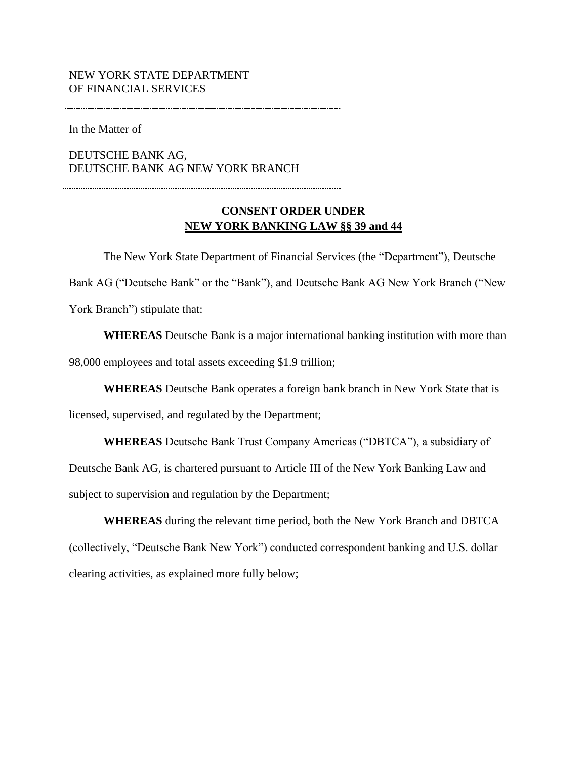NEW YORK STATE DEPARTMENT
OF FINANCIAL SERVICES

In the Matter of

DEUTSCHE BANK AG,
DEUTSCHE BANK AG NEW YORK BRANCH

**CONSENT ORDER UNDER**
**NEW YORK BANKING LAW §§ 39 and 44**

The New York State Department of Financial Services (the "Department"), Deutsche Bank AG ("Deutsche Bank" or the "Bank"), and Deutsche Bank AG New York Branch ("New York Branch") stipulate that:

**WHEREAS** Deutsche Bank is a major international banking institution with more than 98,000 employees and total assets exceeding $1.9 trillion;

**WHEREAS** Deutsche Bank operates a foreign bank branch in New York State that is licensed, supervised, and regulated by the Department;

**WHEREAS** Deutsche Bank Trust Company Americas ("DBTCA"), a subsidiary of Deutsche Bank AG, is chartered pursuant to Article III of the New York Banking Law and subject to supervision and regulation by the Department;

**WHEREAS** during the relevant time period, both the New York Branch and DBTCA (collectively, "Deutsche Bank New York") conducted correspondent banking and U.S. dollar clearing activities, as explained more fully below;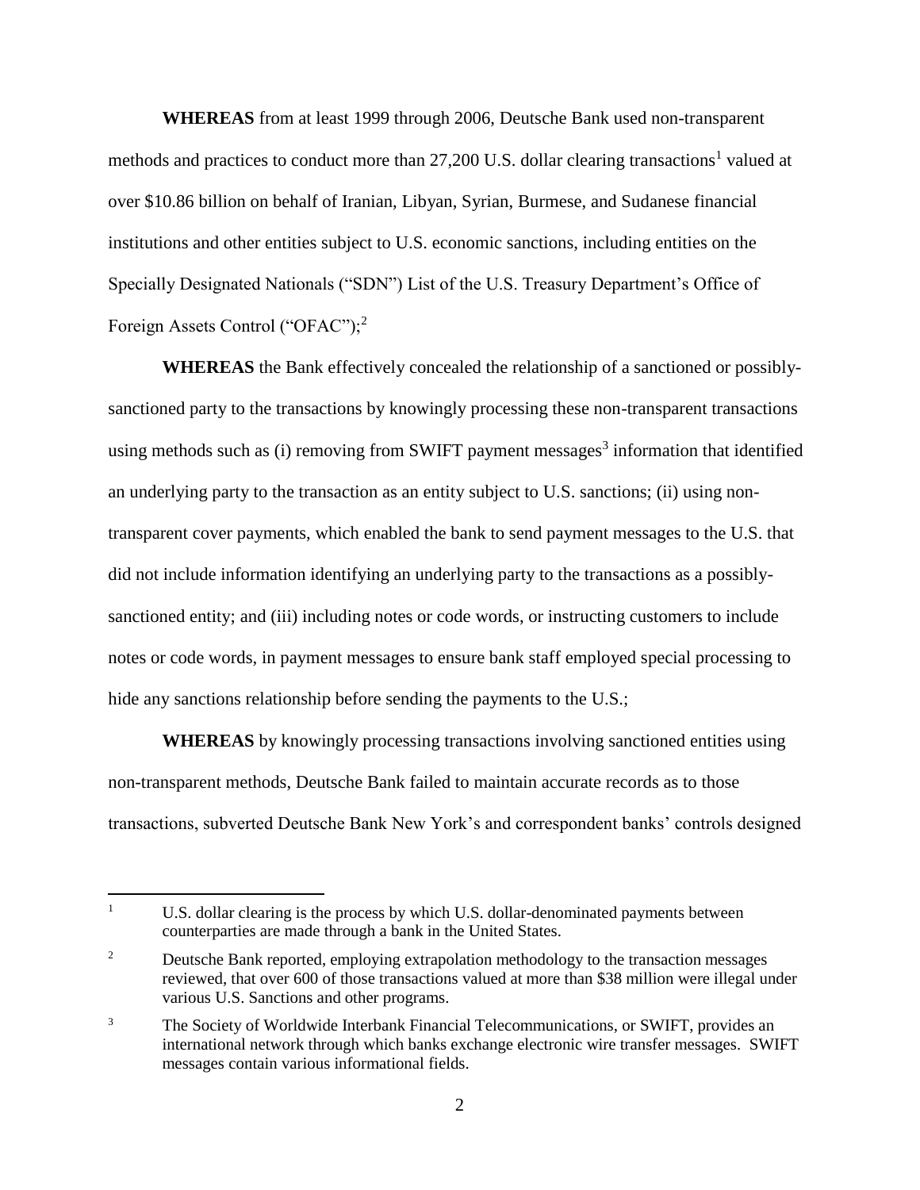**WHEREAS** from at least 1999 through 2006, Deutsche Bank used non-transparent methods and practices to conduct more than 27,200 U.S. dollar clearing transactions[1] valued at over \$10.86 billion on behalf of Iranian, Libyan, Syrian, Burmese, and Sudanese financial institutions and other entities subject to U.S. economic sanctions, including entities on the Specially Designated Nationals ("SDN") List of the U.S. Treasury Department's Office of Foreign Assets Control ("OFAC");[2]

**WHEREAS** the Bank effectively concealed the relationship of a sanctioned or possibly-sanctioned party to the transactions by knowingly processing these non-transparent transactions using methods such as (i) removing from SWIFT payment messages[3] information that identified an underlying party to the transaction as an entity subject to U.S. sanctions; (ii) using non-transparent cover payments, which enabled the bank to send payment messages to the U.S. that did not include information identifying an underlying party to the transactions as a possibly-sanctioned entity; and (iii) including notes or code words, or instructing customers to include notes or code words, in payment messages to ensure bank staff employed special processing to hide any sanctions relationship before sending the payments to the U.S.;

**WHEREAS** by knowingly processing transactions involving sanctioned entities using non-transparent methods, Deutsche Bank failed to maintain accurate records as to those transactions, subverted Deutsche Bank New York's and correspondent banks' controls designed

---

[1] U.S. dollar clearing is the process by which U.S. dollar-denominated payments between counterparties are made through a bank in the United States.

[2] Deutsche Bank reported, employing extrapolation methodology to the transaction messages reviewed, that over 600 of those transactions valued at more than \$38 million were illegal under various U.S. Sanctions and other programs.

[3] The Society of Worldwide Interbank Financial Telecommunications, or SWIFT, provides an international network through which banks exchange electronic wire transfer messages. SWIFT messages contain various informational fields.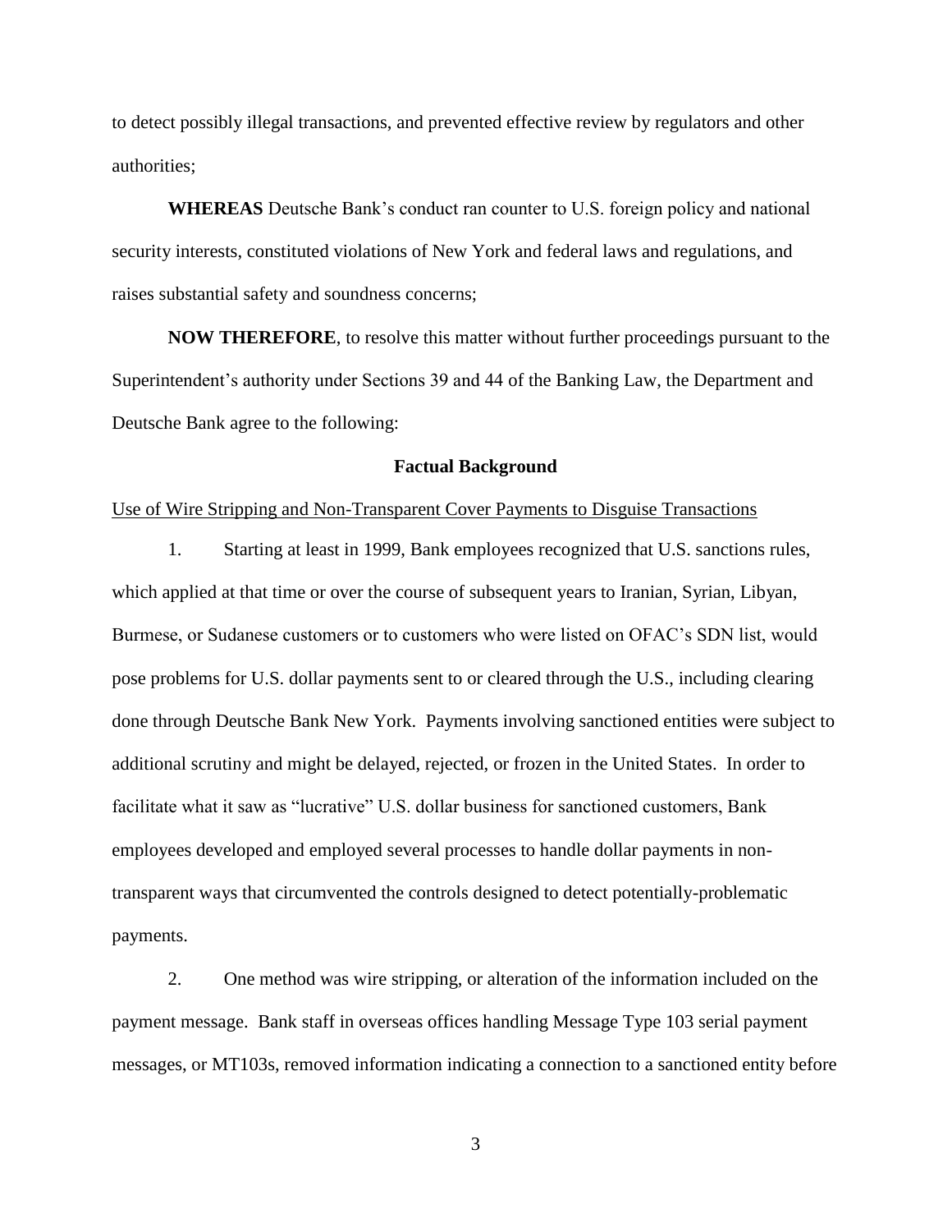to detect possibly illegal transactions, and prevented effective review by regulators and other authorities;

**WHEREAS** Deutsche Bank's conduct ran counter to U.S. foreign policy and national security interests, constituted violations of New York and federal laws and regulations, and raises substantial safety and soundness concerns;

**NOW THEREFORE**, to resolve this matter without further proceedings pursuant to the Superintendent's authority under Sections 39 and 44 of the Banking Law, the Department and Deutsche Bank agree to the following:

## Factual Background

<u>Use of Wire Stripping and Non-Transparent Cover Payments to Disguise Transactions</u>

1. Starting at least in 1999, Bank employees recognized that U.S. sanctions rules, which applied at that time or over the course of subsequent years to Iranian, Syrian, Libyan, Burmese, or Sudanese customers or to customers who were listed on OFAC's SDN list, would pose problems for U.S. dollar payments sent to or cleared through the U.S., including clearing done through Deutsche Bank New York. Payments involving sanctioned entities were subject to additional scrutiny and might be delayed, rejected, or frozen in the United States. In order to facilitate what it saw as "lucrative" U.S. dollar business for sanctioned customers, Bank employees developed and employed several processes to handle dollar payments in non-transparent ways that circumvented the controls designed to detect potentially-problematic payments.

2. One method was wire stripping, or alteration of the information included on the payment message. Bank staff in overseas offices handling Message Type 103 serial payment messages, or MT103s, removed information indicating a connection to a sanctioned entity before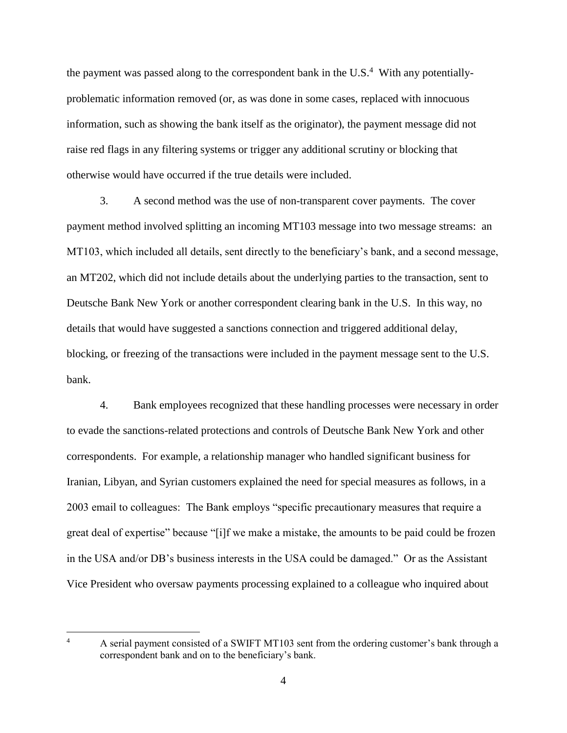the payment was passed along to the correspondent bank in the U.S.[4] With any potentially-problematic information removed (or, as was done in some cases, replaced with innocuous information, such as showing the bank itself as the originator), the payment message did not raise red flags in any filtering systems or trigger any additional scrutiny or blocking that otherwise would have occurred if the true details were included.

3. A second method was the use of non-transparent cover payments. The cover payment method involved splitting an incoming MT103 message into two message streams: an MT103, which included all details, sent directly to the beneficiary's bank, and a second message, an MT202, which did not include details about the underlying parties to the transaction, sent to Deutsche Bank New York or another correspondent clearing bank in the U.S. In this way, no details that would have suggested a sanctions connection and triggered additional delay, blocking, or freezing of the transactions were included in the payment message sent to the U.S. bank.

4. Bank employees recognized that these handling processes were necessary in order to evade the sanctions-related protections and controls of Deutsche Bank New York and other correspondents. For example, a relationship manager who handled significant business for Iranian, Libyan, and Syrian customers explained the need for special measures as follows, in a 2003 email to colleagues: The Bank employs "specific precautionary measures that require a great deal of expertise" because "[i]f we make a mistake, the amounts to be paid could be frozen in the USA and/or DB's business interests in the USA could be damaged." Or as the Assistant Vice President who oversaw payments processing explained to a colleague who inquired about

---

[4] A serial payment consisted of a SWIFT MT103 sent from the ordering customer's bank through a correspondent bank and on to the beneficiary's bank.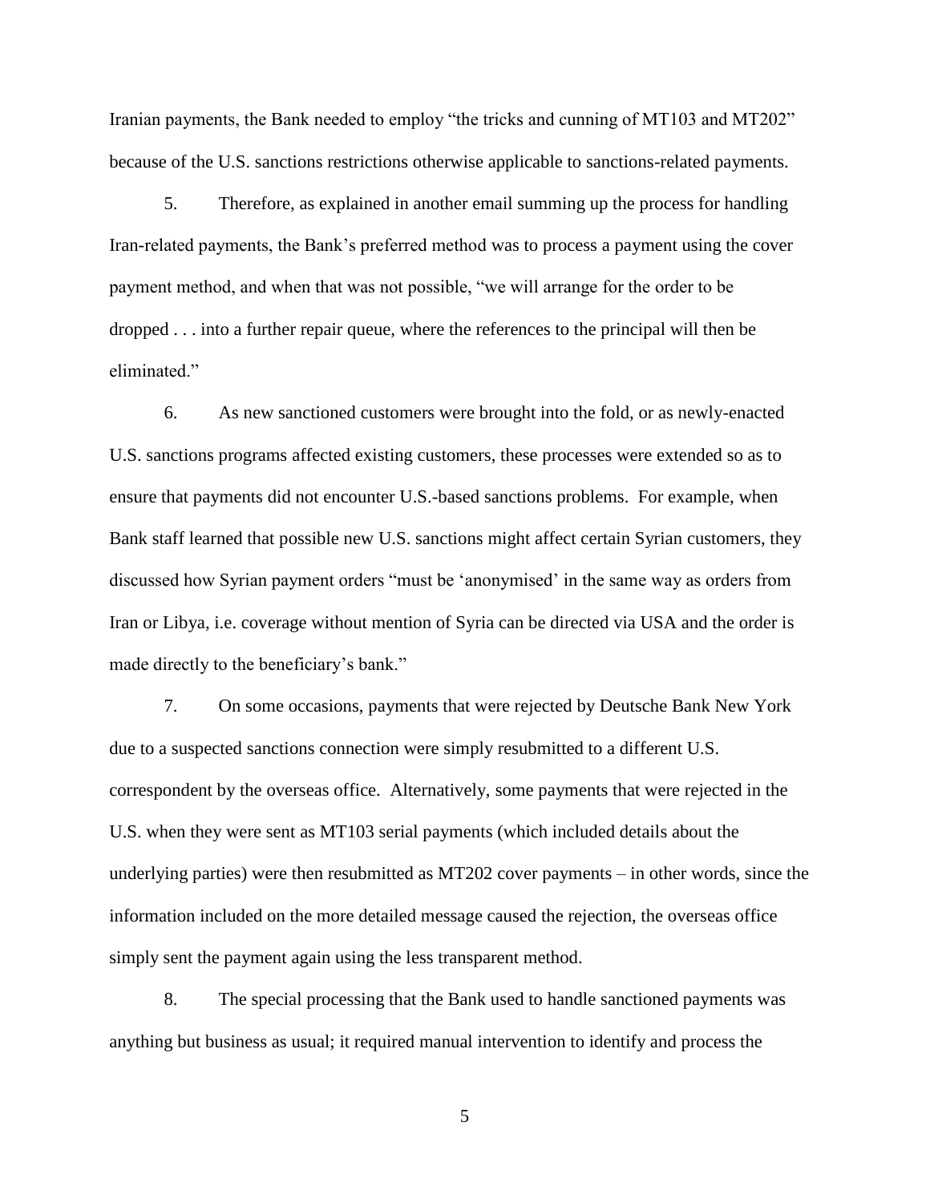Iranian payments, the Bank needed to employ "the tricks and cunning of MT103 and MT202" because of the U.S. sanctions restrictions otherwise applicable to sanctions-related payments.

5. Therefore, as explained in another email summing up the process for handling Iran-related payments, the Bank's preferred method was to process a payment using the cover payment method, and when that was not possible, "we will arrange for the order to be dropped . . . into a further repair queue, where the references to the principal will then be eliminated."

6. As new sanctioned customers were brought into the fold, or as newly-enacted U.S. sanctions programs affected existing customers, these processes were extended so as to ensure that payments did not encounter U.S.-based sanctions problems. For example, when Bank staff learned that possible new U.S. sanctions might affect certain Syrian customers, they discussed how Syrian payment orders "must be 'anonymised' in the same way as orders from Iran or Libya, i.e. coverage without mention of Syria can be directed via USA and the order is made directly to the beneficiary's bank."

7. On some occasions, payments that were rejected by Deutsche Bank New York due to a suspected sanctions connection were simply resubmitted to a different U.S. correspondent by the overseas office. Alternatively, some payments that were rejected in the U.S. when they were sent as MT103 serial payments (which included details about the underlying parties) were then resubmitted as MT202 cover payments – in other words, since the information included on the more detailed message caused the rejection, the overseas office simply sent the payment again using the less transparent method.

8. The special processing that the Bank used to handle sanctioned payments was anything but business as usual; it required manual intervention to identify and process the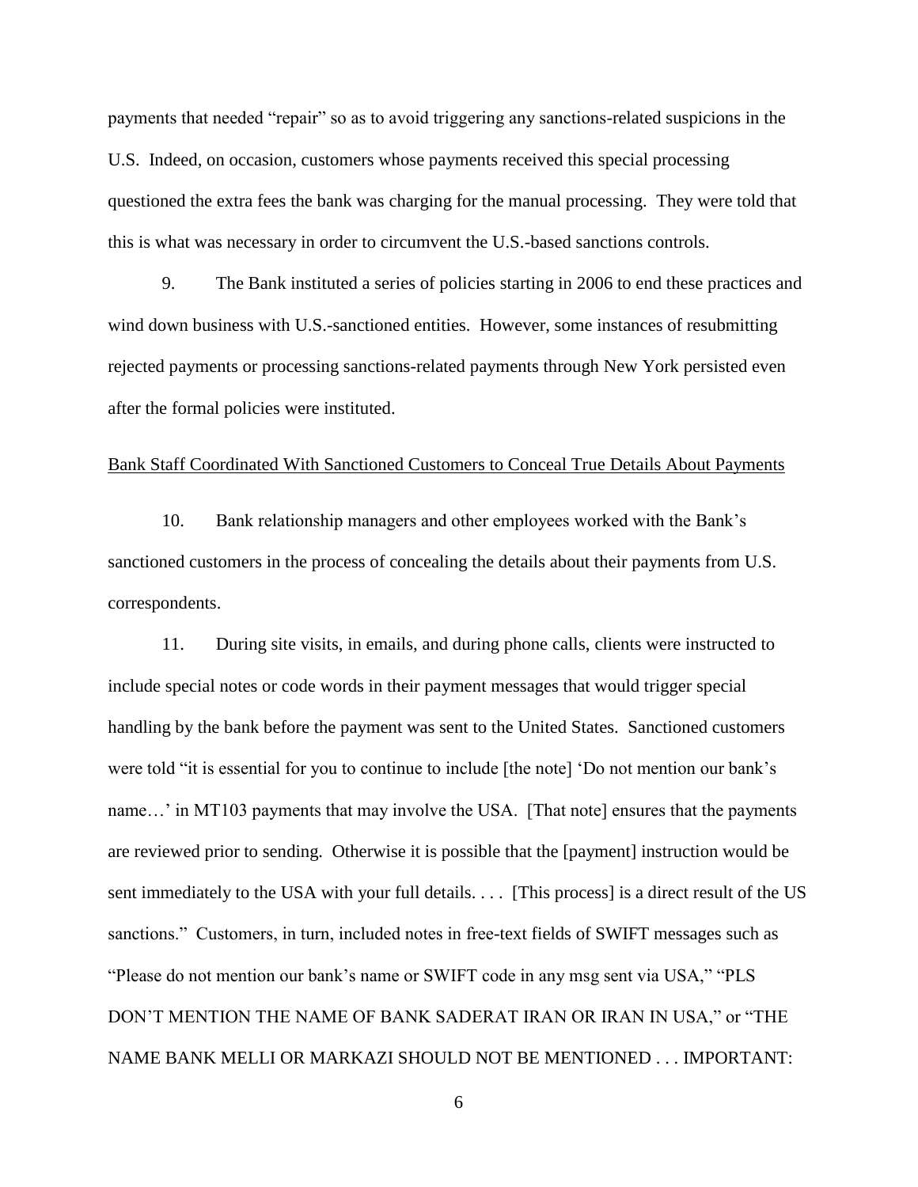payments that needed "repair" so as to avoid triggering any sanctions-related suspicions in the U.S. Indeed, on occasion, customers whose payments received this special processing questioned the extra fees the bank was charging for the manual processing. They were told that this is what was necessary in order to circumvent the U.S.-based sanctions controls.

9. The Bank instituted a series of policies starting in 2006 to end these practices and wind down business with U.S.-sanctioned entities. However, some instances of resubmitting rejected payments or processing sanctions-related payments through New York persisted even after the formal policies were instituted.

<u>Bank Staff Coordinated With Sanctioned Customers to Conceal True Details About Payments</u>

10. Bank relationship managers and other employees worked with the Bank's sanctioned customers in the process of concealing the details about their payments from U.S. correspondents.

11. During site visits, in emails, and during phone calls, clients were instructed to include special notes or code words in their payment messages that would trigger special handling by the bank before the payment was sent to the United States. Sanctioned customers were told "it is essential for you to continue to include [the note] 'Do not mention our bank's name…' in MT103 payments that may involve the USA. [That note] ensures that the payments are reviewed prior to sending. Otherwise it is possible that the [payment] instruction would be sent immediately to the USA with your full details. . . . [This process] is a direct result of the US sanctions." Customers, in turn, included notes in free-text fields of SWIFT messages such as "Please do not mention our bank's name or SWIFT code in any msg sent via USA," "PLS DON'T MENTION THE NAME OF BANK SADERAT IRAN OR IRAN IN USA," or "THE NAME BANK MELLI OR MARKAZI SHOULD NOT BE MENTIONED . . . IMPORTANT: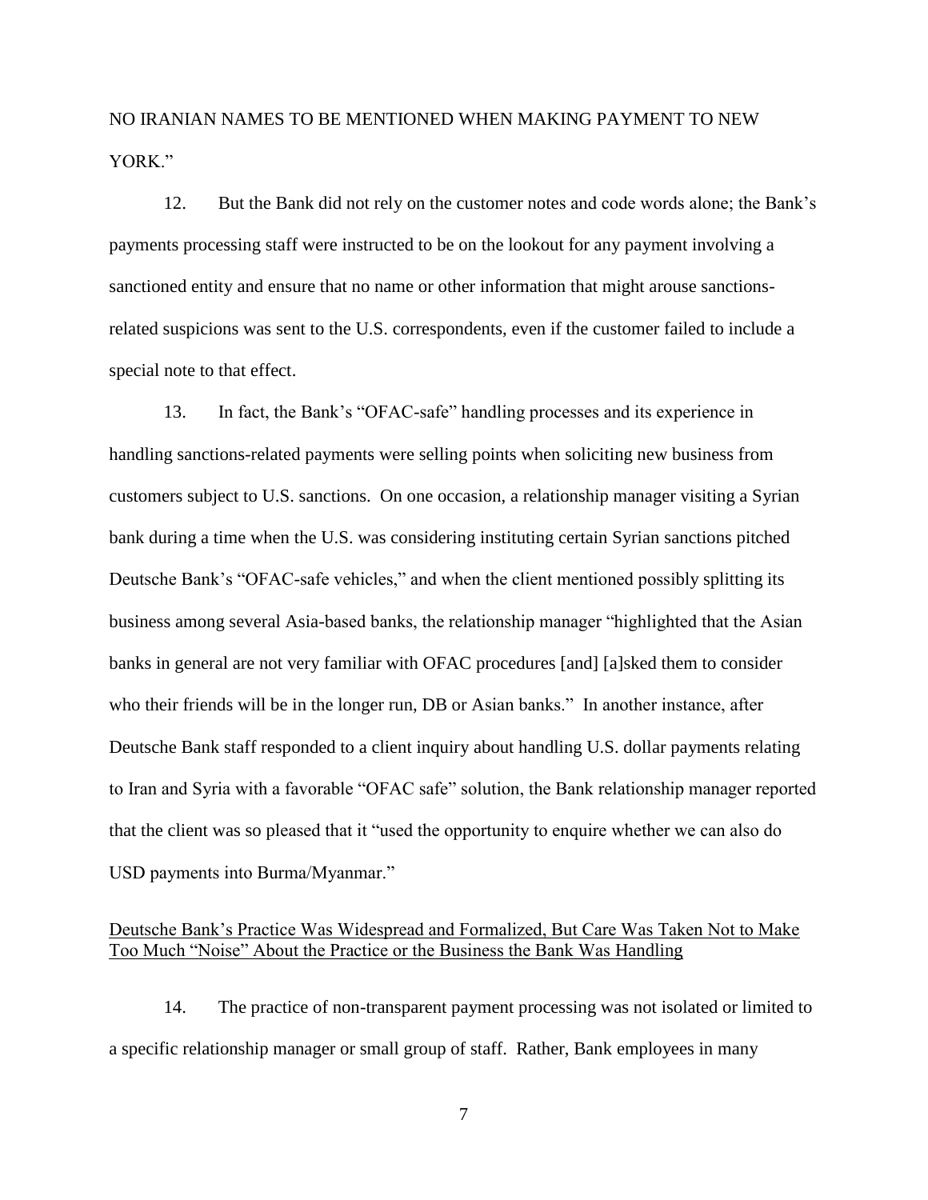NO IRANIAN NAMES TO BE MENTIONED WHEN MAKING PAYMENT TO NEW YORK."

12. But the Bank did not rely on the customer notes and code words alone; the Bank's payments processing staff were instructed to be on the lookout for any payment involving a sanctioned entity and ensure that no name or other information that might arouse sanctions-related suspicions was sent to the U.S. correspondents, even if the customer failed to include a special note to that effect.

13. In fact, the Bank's "OFAC-safe" handling processes and its experience in handling sanctions-related payments were selling points when soliciting new business from customers subject to U.S. sanctions. On one occasion, a relationship manager visiting a Syrian bank during a time when the U.S. was considering instituting certain Syrian sanctions pitched Deutsche Bank's "OFAC-safe vehicles," and when the client mentioned possibly splitting its business among several Asia-based banks, the relationship manager "highlighted that the Asian banks in general are not very familiar with OFAC procedures [and] [a]sked them to consider who their friends will be in the longer run, DB or Asian banks." In another instance, after Deutsche Bank staff responded to a client inquiry about handling U.S. dollar payments relating to Iran and Syria with a favorable "OFAC safe" solution, the Bank relationship manager reported that the client was so pleased that it "used the opportunity to enquire whether we can also do USD payments into Burma/Myanmar."

<u>Deutsche Bank's Practice Was Widespread and Formalized, But Care Was Taken Not to Make Too Much "Noise" About the Practice or the Business the Bank Was Handling</u>

14. The practice of non-transparent payment processing was not isolated or limited to a specific relationship manager or small group of staff. Rather, Bank employees in many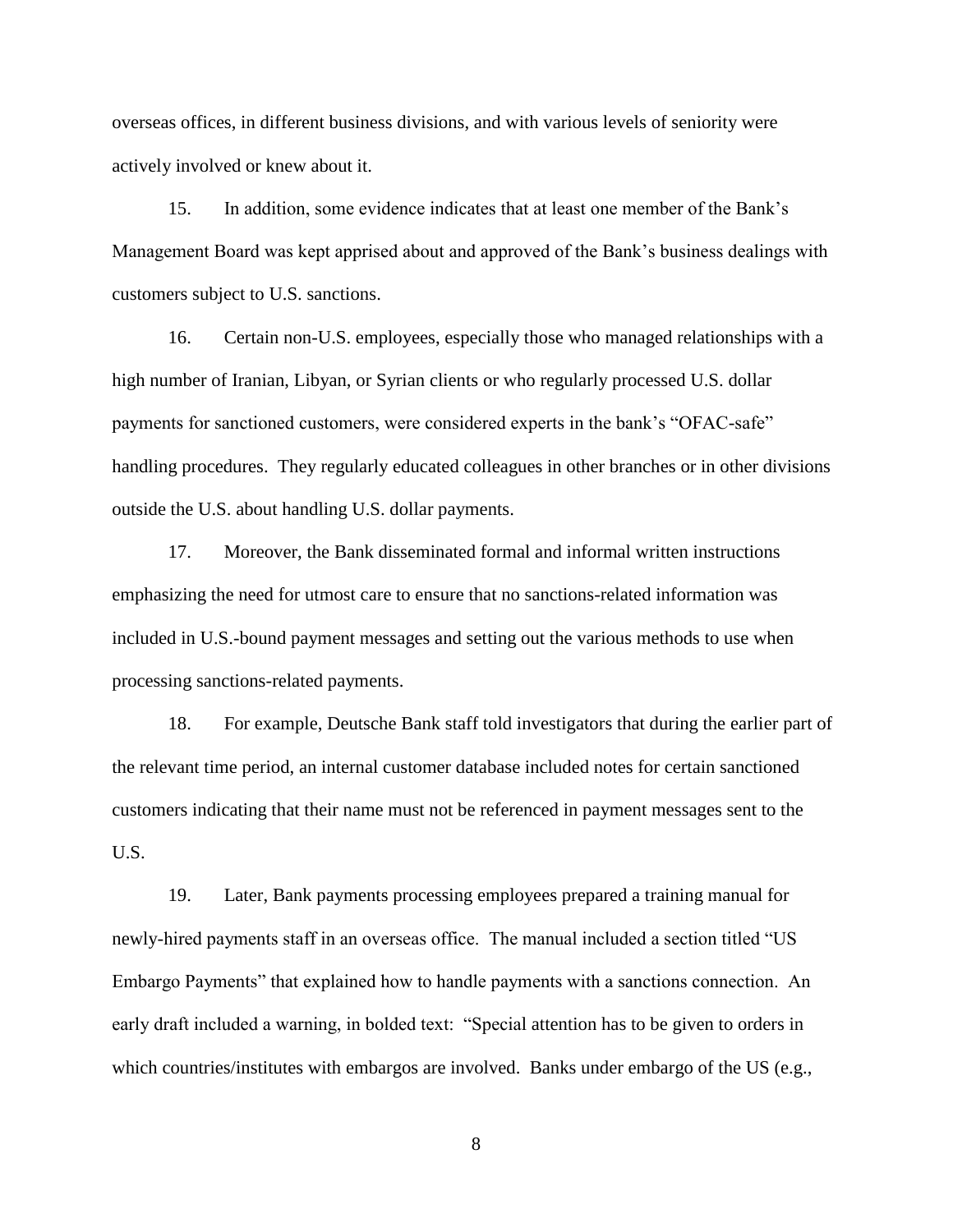overseas offices, in different business divisions, and with various levels of seniority were actively involved or knew about it.

15. In addition, some evidence indicates that at least one member of the Bank's Management Board was kept apprised about and approved of the Bank's business dealings with customers subject to U.S. sanctions.

16. Certain non-U.S. employees, especially those who managed relationships with a high number of Iranian, Libyan, or Syrian clients or who regularly processed U.S. dollar payments for sanctioned customers, were considered experts in the bank's "OFAC-safe" handling procedures. They regularly educated colleagues in other branches or in other divisions outside the U.S. about handling U.S. dollar payments.

17. Moreover, the Bank disseminated formal and informal written instructions emphasizing the need for utmost care to ensure that no sanctions-related information was included in U.S.-bound payment messages and setting out the various methods to use when processing sanctions-related payments.

18. For example, Deutsche Bank staff told investigators that during the earlier part of the relevant time period, an internal customer database included notes for certain sanctioned customers indicating that their name must not be referenced in payment messages sent to the U.S.

19. Later, Bank payments processing employees prepared a training manual for newly-hired payments staff in an overseas office. The manual included a section titled "US Embargo Payments" that explained how to handle payments with a sanctions connection. An early draft included a warning, in bolded text: "Special attention has to be given to orders in which countries/institutes with embargos are involved. Banks under embargo of the US (e.g.,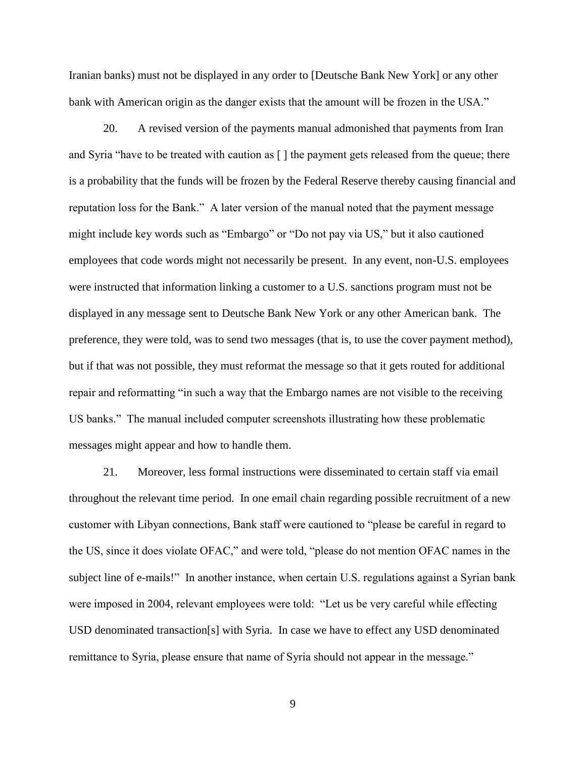Iranian banks) must not be displayed in any order to [Deutsche Bank New York] or any other bank with American origin as the danger exists that the amount will be frozen in the USA."

20. A revised version of the payments manual admonished that payments from Iran and Syria "have to be treated with caution as [ ] the payment gets released from the queue; there is a probability that the funds will be frozen by the Federal Reserve thereby causing financial and reputation loss for the Bank." A later version of the manual noted that the payment message might include key words such as "Embargo" or "Do not pay via US," but it also cautioned employees that code words might not necessarily be present. In any event, non-U.S. employees were instructed that information linking a customer to a U.S. sanctions program must not be displayed in any message sent to Deutsche Bank New York or any other American bank. The preference, they were told, was to send two messages (that is, to use the cover payment method), but if that was not possible, they must reformat the message so that it gets routed for additional repair and reformatting "in such a way that the Embargo names are not visible to the receiving US banks." The manual included computer screenshots illustrating how these problematic messages might appear and how to handle them.

21. Moreover, less formal instructions were disseminated to certain staff via email throughout the relevant time period. In one email chain regarding possible recruitment of a new customer with Libyan connections, Bank staff were cautioned to "please be careful in regard to the US, since it does violate OFAC," and were told, "please do not mention OFAC names in the subject line of e-mails!" In another instance, when certain U.S. regulations against a Syrian bank were imposed in 2004, relevant employees were told: "Let us be very careful while effecting USD denominated transaction[s] with Syria. In case we have to effect any USD denominated remittance to Syria, please ensure that name of Syria should not appear in the message."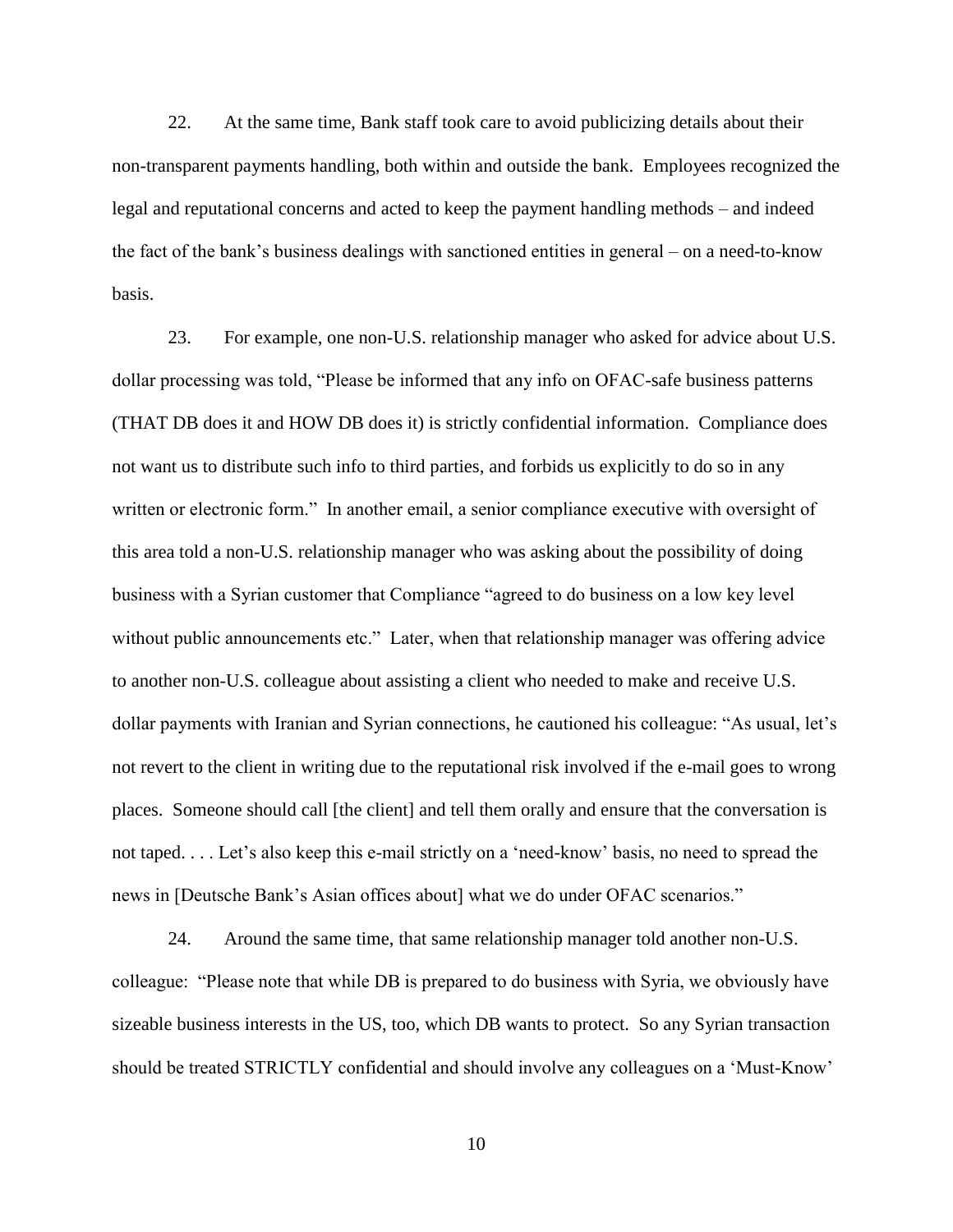22. At the same time, Bank staff took care to avoid publicizing details about their non-transparent payments handling, both within and outside the bank. Employees recognized the legal and reputational concerns and acted to keep the payment handling methods – and indeed the fact of the bank's business dealings with sanctioned entities in general – on a need-to-know basis.

23. For example, one non-U.S. relationship manager who asked for advice about U.S. dollar processing was told, "Please be informed that any info on OFAC-safe business patterns (THAT DB does it and HOW DB does it) is strictly confidential information. Compliance does not want us to distribute such info to third parties, and forbids us explicitly to do so in any written or electronic form." In another email, a senior compliance executive with oversight of this area told a non-U.S. relationship manager who was asking about the possibility of doing business with a Syrian customer that Compliance "agreed to do business on a low key level without public announcements etc." Later, when that relationship manager was offering advice to another non-U.S. colleague about assisting a client who needed to make and receive U.S. dollar payments with Iranian and Syrian connections, he cautioned his colleague: "As usual, let's not revert to the client in writing due to the reputational risk involved if the e-mail goes to wrong places. Someone should call [the client] and tell them orally and ensure that the conversation is not taped. . . . Let's also keep this e-mail strictly on a 'need-know' basis, no need to spread the news in [Deutsche Bank's Asian offices about] what we do under OFAC scenarios."

24. Around the same time, that same relationship manager told another non-U.S. colleague: "Please note that while DB is prepared to do business with Syria, we obviously have sizeable business interests in the US, too, which DB wants to protect. So any Syrian transaction should be treated STRICTLY confidential and should involve any colleagues on a 'Must-Know'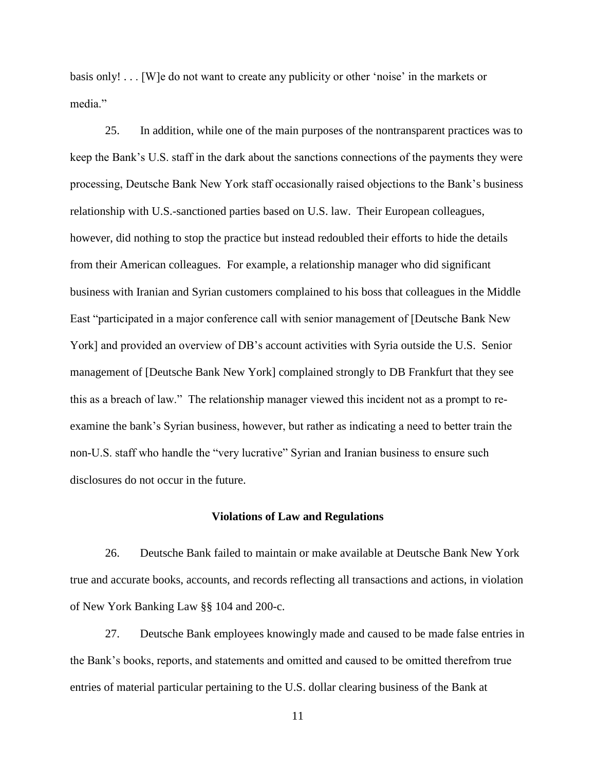basis only! . . . [W]e do not want to create any publicity or other 'noise' in the markets or media."

25. In addition, while one of the main purposes of the nontransparent practices was to keep the Bank's U.S. staff in the dark about the sanctions connections of the payments they were processing, Deutsche Bank New York staff occasionally raised objections to the Bank's business relationship with U.S.-sanctioned parties based on U.S. law. Their European colleagues, however, did nothing to stop the practice but instead redoubled their efforts to hide the details from their American colleagues. For example, a relationship manager who did significant business with Iranian and Syrian customers complained to his boss that colleagues in the Middle East "participated in a major conference call with senior management of [Deutsche Bank New York] and provided an overview of DB's account activities with Syria outside the U.S. Senior management of [Deutsche Bank New York] complained strongly to DB Frankfurt that they see this as a breach of law." The relationship manager viewed this incident not as a prompt to re-examine the bank's Syrian business, however, but rather as indicating a need to better train the non-U.S. staff who handle the "very lucrative" Syrian and Iranian business to ensure such disclosures do not occur in the future.

## Violations of Law and Regulations

26. Deutsche Bank failed to maintain or make available at Deutsche Bank New York true and accurate books, accounts, and records reflecting all transactions and actions, in violation of New York Banking Law §§ 104 and 200-c.

27. Deutsche Bank employees knowingly made and caused to be made false entries in the Bank's books, reports, and statements and omitted and caused to be omitted therefrom true entries of material particular pertaining to the U.S. dollar clearing business of the Bank at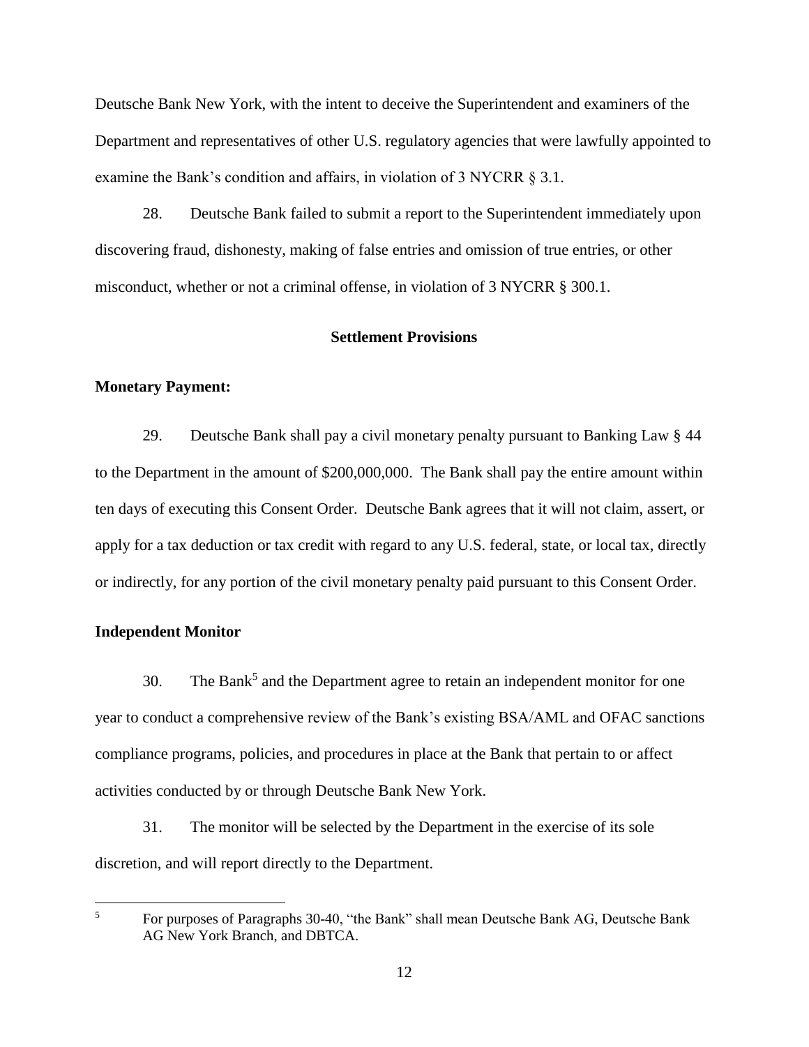Deutsche Bank New York, with the intent to deceive the Superintendent and examiners of the Department and representatives of other U.S. regulatory agencies that were lawfully appointed to examine the Bank's condition and affairs, in violation of 3 NYCRR § 3.1.

28. Deutsche Bank failed to submit a report to the Superintendent immediately upon discovering fraud, dishonesty, making of false entries and omission of true entries, or other misconduct, whether or not a criminal offense, in violation of 3 NYCRR § 300.1.

## Settlement Provisions

**Monetary Payment:**

29. Deutsche Bank shall pay a civil monetary penalty pursuant to Banking Law § 44 to the Department in the amount of $200,000,000. The Bank shall pay the entire amount within ten days of executing this Consent Order. Deutsche Bank agrees that it will not claim, assert, or apply for a tax deduction or tax credit with regard to any U.S. federal, state, or local tax, directly or indirectly, for any portion of the civil monetary penalty paid pursuant to this Consent Order.

**Independent Monitor**

30. The Bank[5] and the Department agree to retain an independent monitor for one year to conduct a comprehensive review of the Bank's existing BSA/AML and OFAC sanctions compliance programs, policies, and procedures in place at the Bank that pertain to or affect activities conducted by or through Deutsche Bank New York.

31. The monitor will be selected by the Department in the exercise of its sole discretion, and will report directly to the Department.

[5] For purposes of Paragraphs 30-40, "the Bank" shall mean Deutsche Bank AG, Deutsche Bank AG New York Branch, and DBTCA.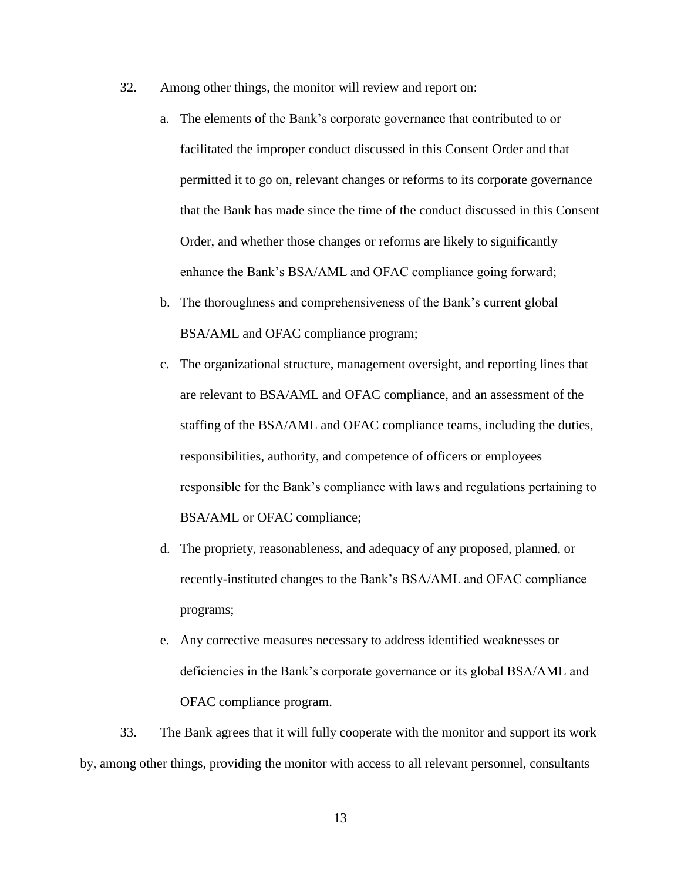32. Among other things, the monitor will review and report on:

   a. The elements of the Bank's corporate governance that contributed to or facilitated the improper conduct discussed in this Consent Order and that permitted it to go on, relevant changes or reforms to its corporate governance that the Bank has made since the time of the conduct discussed in this Consent Order, and whether those changes or reforms are likely to significantly enhance the Bank's BSA/AML and OFAC compliance going forward;

   b. The thoroughness and comprehensiveness of the Bank's current global BSA/AML and OFAC compliance program;

   c. The organizational structure, management oversight, and reporting lines that are relevant to BSA/AML and OFAC compliance, and an assessment of the staffing of the BSA/AML and OFAC compliance teams, including the duties, responsibilities, authority, and competence of officers or employees responsible for the Bank's compliance with laws and regulations pertaining to BSA/AML or OFAC compliance;

   d. The propriety, reasonableness, and adequacy of any proposed, planned, or recently-instituted changes to the Bank's BSA/AML and OFAC compliance programs;

   e. Any corrective measures necessary to address identified weaknesses or deficiencies in the Bank's corporate governance or its global BSA/AML and OFAC compliance program.

33. The Bank agrees that it will fully cooperate with the monitor and support its work by, among other things, providing the monitor with access to all relevant personnel, consultants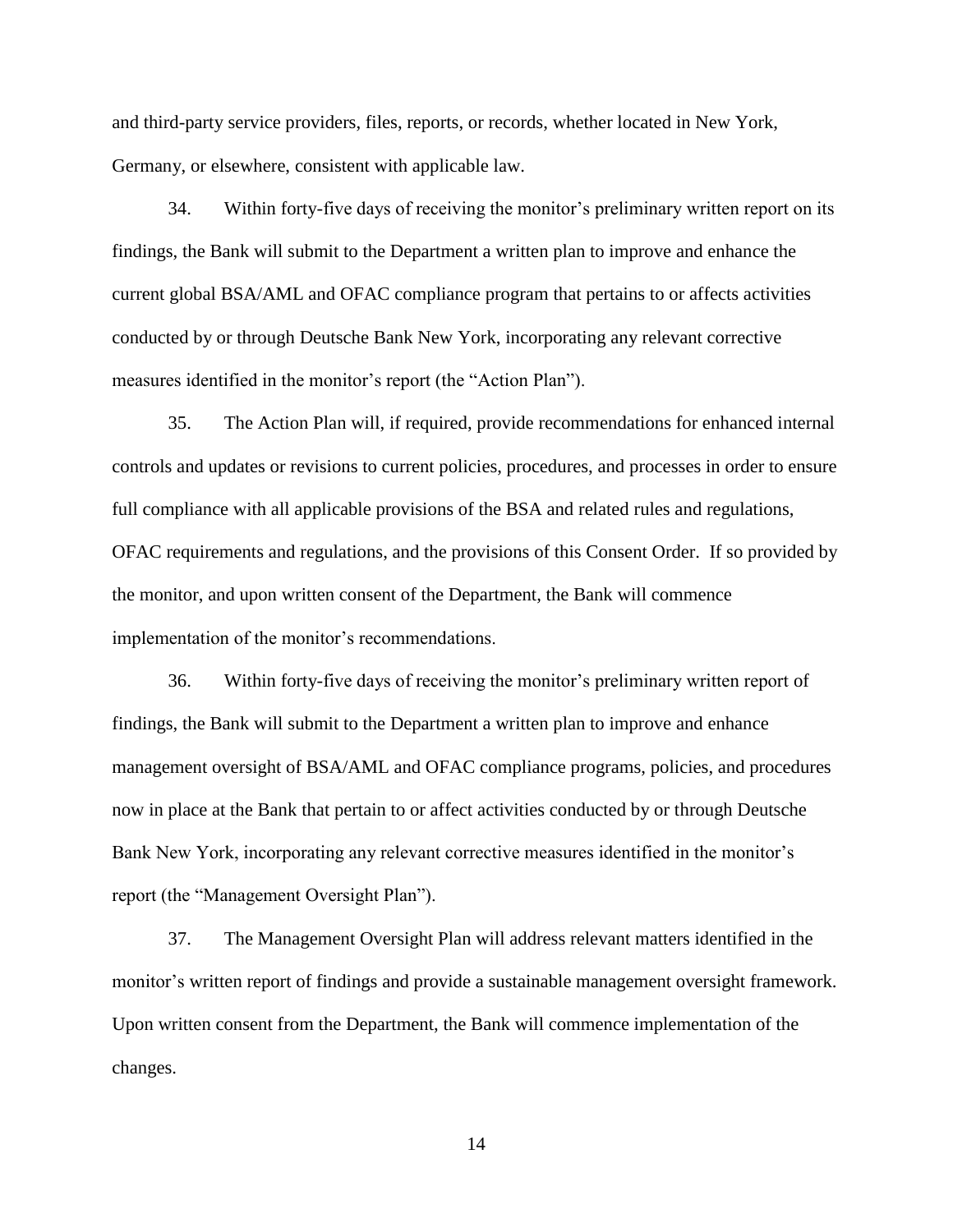and third-party service providers, files, reports, or records, whether located in New York, Germany, or elsewhere, consistent with applicable law.

34. Within forty-five days of receiving the monitor's preliminary written report on its findings, the Bank will submit to the Department a written plan to improve and enhance the current global BSA/AML and OFAC compliance program that pertains to or affects activities conducted by or through Deutsche Bank New York, incorporating any relevant corrective measures identified in the monitor's report (the "Action Plan").

35. The Action Plan will, if required, provide recommendations for enhanced internal controls and updates or revisions to current policies, procedures, and processes in order to ensure full compliance with all applicable provisions of the BSA and related rules and regulations, OFAC requirements and regulations, and the provisions of this Consent Order. If so provided by the monitor, and upon written consent of the Department, the Bank will commence implementation of the monitor's recommendations.

36. Within forty-five days of receiving the monitor's preliminary written report of findings, the Bank will submit to the Department a written plan to improve and enhance management oversight of BSA/AML and OFAC compliance programs, policies, and procedures now in place at the Bank that pertain to or affect activities conducted by or through Deutsche Bank New York, incorporating any relevant corrective measures identified in the monitor's report (the "Management Oversight Plan").

37. The Management Oversight Plan will address relevant matters identified in the monitor's written report of findings and provide a sustainable management oversight framework. Upon written consent from the Department, the Bank will commence implementation of the changes.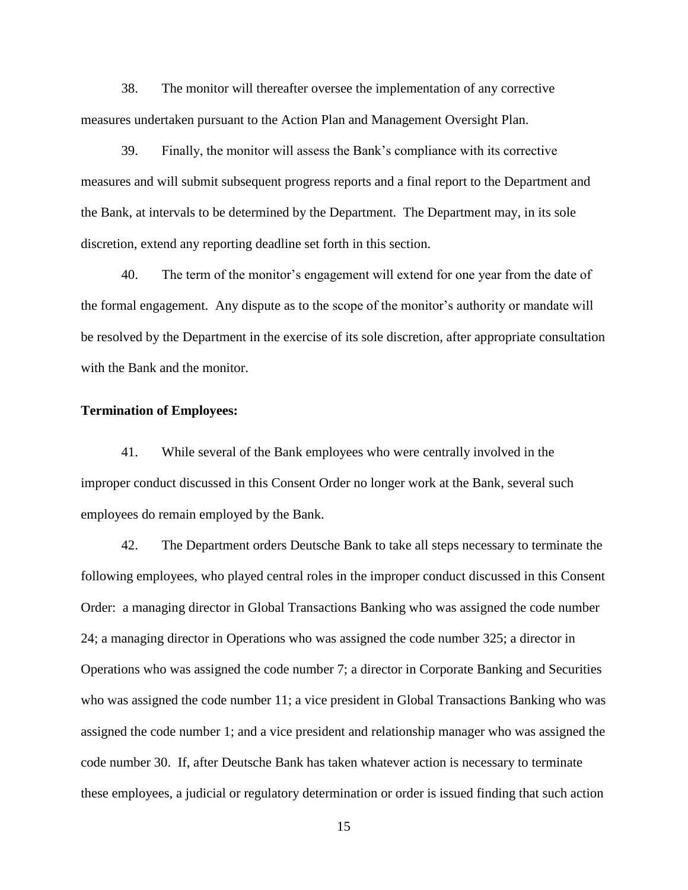38. The monitor will thereafter oversee the implementation of any corrective measures undertaken pursuant to the Action Plan and Management Oversight Plan.

39. Finally, the monitor will assess the Bank's compliance with its corrective measures and will submit subsequent progress reports and a final report to the Department and the Bank, at intervals to be determined by the Department. The Department may, in its sole discretion, extend any reporting deadline set forth in this section.

40. The term of the monitor's engagement will extend for one year from the date of the formal engagement. Any dispute as to the scope of the monitor's authority or mandate will be resolved by the Department in the exercise of its sole discretion, after appropriate consultation with the Bank and the monitor.

**Termination of Employees:**

41. While several of the Bank employees who were centrally involved in the improper conduct discussed in this Consent Order no longer work at the Bank, several such employees do remain employed by the Bank.

42. The Department orders Deutsche Bank to take all steps necessary to terminate the following employees, who played central roles in the improper conduct discussed in this Consent Order: a managing director in Global Transactions Banking who was assigned the code number 24; a managing director in Operations who was assigned the code number 325; a director in Operations who was assigned the code number 7; a director in Corporate Banking and Securities who was assigned the code number 11; a vice president in Global Transactions Banking who was assigned the code number 1; and a vice president and relationship manager who was assigned the code number 30. If, after Deutsche Bank has taken whatever action is necessary to terminate these employees, a judicial or regulatory determination or order is issued finding that such action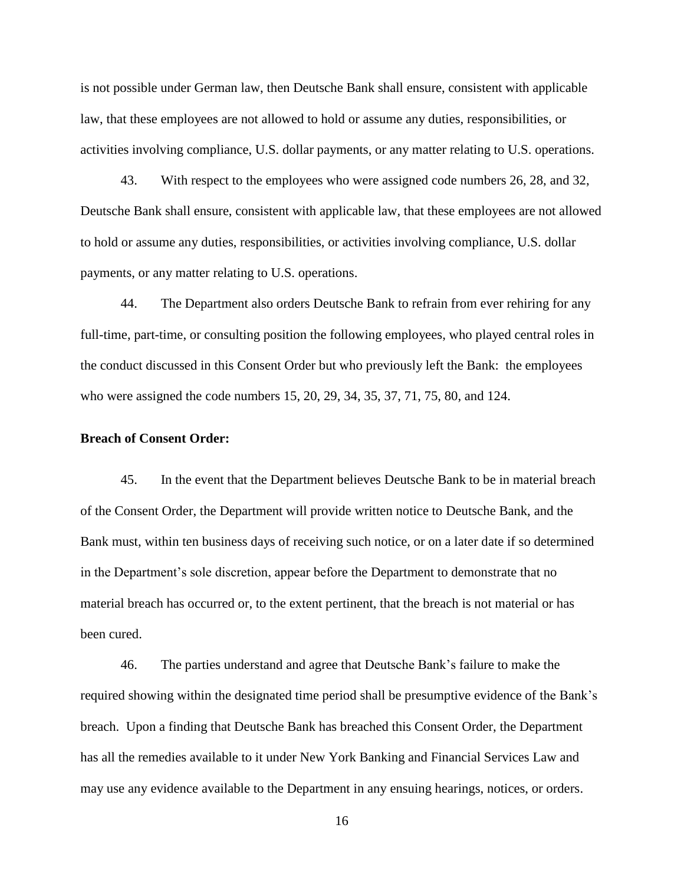is not possible under German law, then Deutsche Bank shall ensure, consistent with applicable law, that these employees are not allowed to hold or assume any duties, responsibilities, or activities involving compliance, U.S. dollar payments, or any matter relating to U.S. operations.

43. With respect to the employees who were assigned code numbers 26, 28, and 32, Deutsche Bank shall ensure, consistent with applicable law, that these employees are not allowed to hold or assume any duties, responsibilities, or activities involving compliance, U.S. dollar payments, or any matter relating to U.S. operations.

44. The Department also orders Deutsche Bank to refrain from ever rehiring for any full-time, part-time, or consulting position the following employees, who played central roles in the conduct discussed in this Consent Order but who previously left the Bank: the employees who were assigned the code numbers 15, 20, 29, 34, 35, 37, 71, 75, 80, and 124.

**Breach of Consent Order:**

45. In the event that the Department believes Deutsche Bank to be in material breach of the Consent Order, the Department will provide written notice to Deutsche Bank, and the Bank must, within ten business days of receiving such notice, or on a later date if so determined in the Department's sole discretion, appear before the Department to demonstrate that no material breach has occurred or, to the extent pertinent, that the breach is not material or has been cured.

46. The parties understand and agree that Deutsche Bank's failure to make the required showing within the designated time period shall be presumptive evidence of the Bank's breach. Upon a finding that Deutsche Bank has breached this Consent Order, the Department has all the remedies available to it under New York Banking and Financial Services Law and may use any evidence available to the Department in any ensuing hearings, notices, or orders.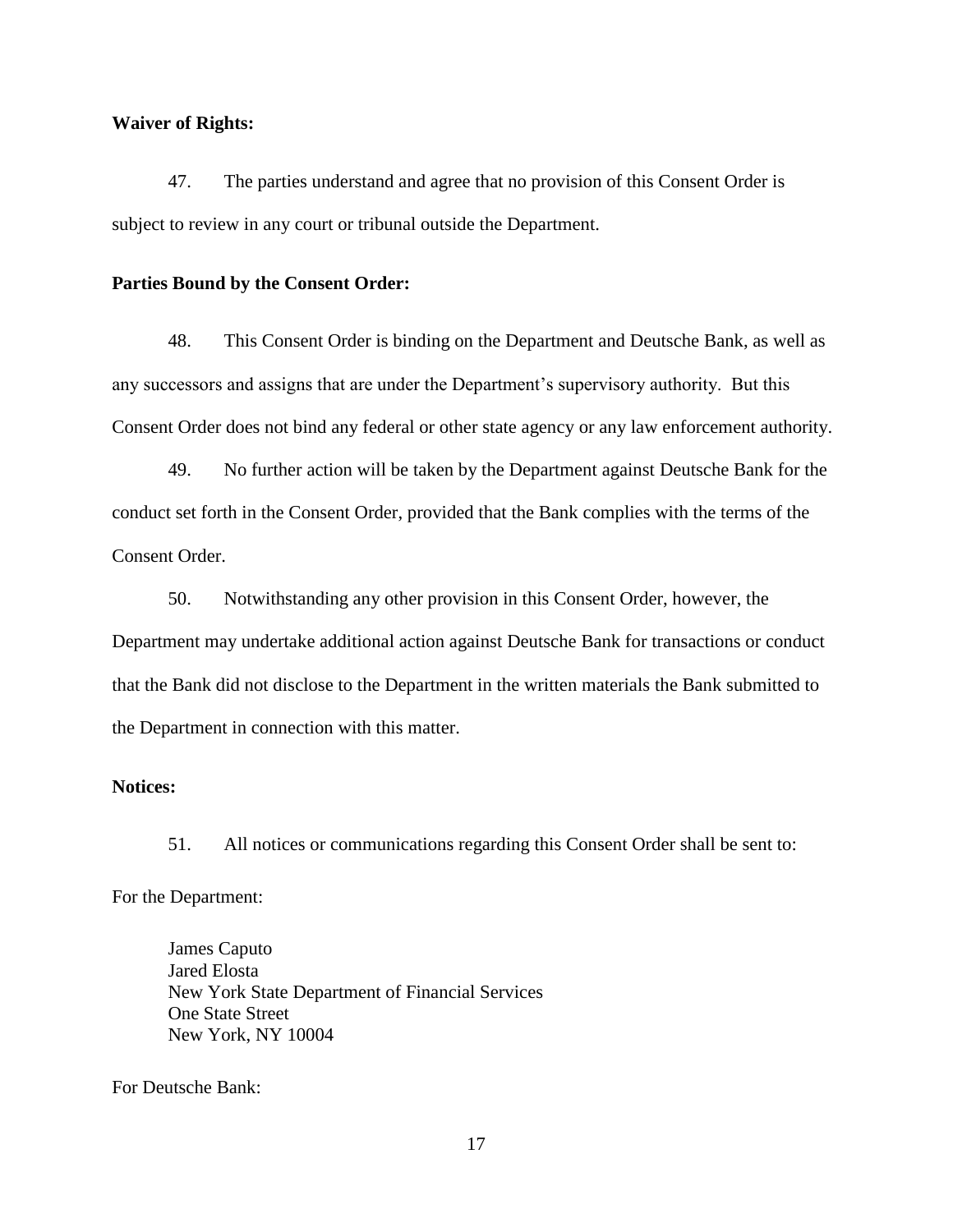**Waiver of Rights:**

47. The parties understand and agree that no provision of this Consent Order is subject to review in any court or tribunal outside the Department.

**Parties Bound by the Consent Order:**

48. This Consent Order is binding on the Department and Deutsche Bank, as well as any successors and assigns that are under the Department's supervisory authority. But this Consent Order does not bind any federal or other state agency or any law enforcement authority.

49. No further action will be taken by the Department against Deutsche Bank for the conduct set forth in the Consent Order, provided that the Bank complies with the terms of the Consent Order.

50. Notwithstanding any other provision in this Consent Order, however, the Department may undertake additional action against Deutsche Bank for transactions or conduct that the Bank did not disclose to the Department in the written materials the Bank submitted to the Department in connection with this matter.

**Notices:**

51. All notices or communications regarding this Consent Order shall be sent to:

For the Department:

James Caputo
Jared Elosta
New York State Department of Financial Services
One State Street
New York, NY 10004

For Deutsche Bank: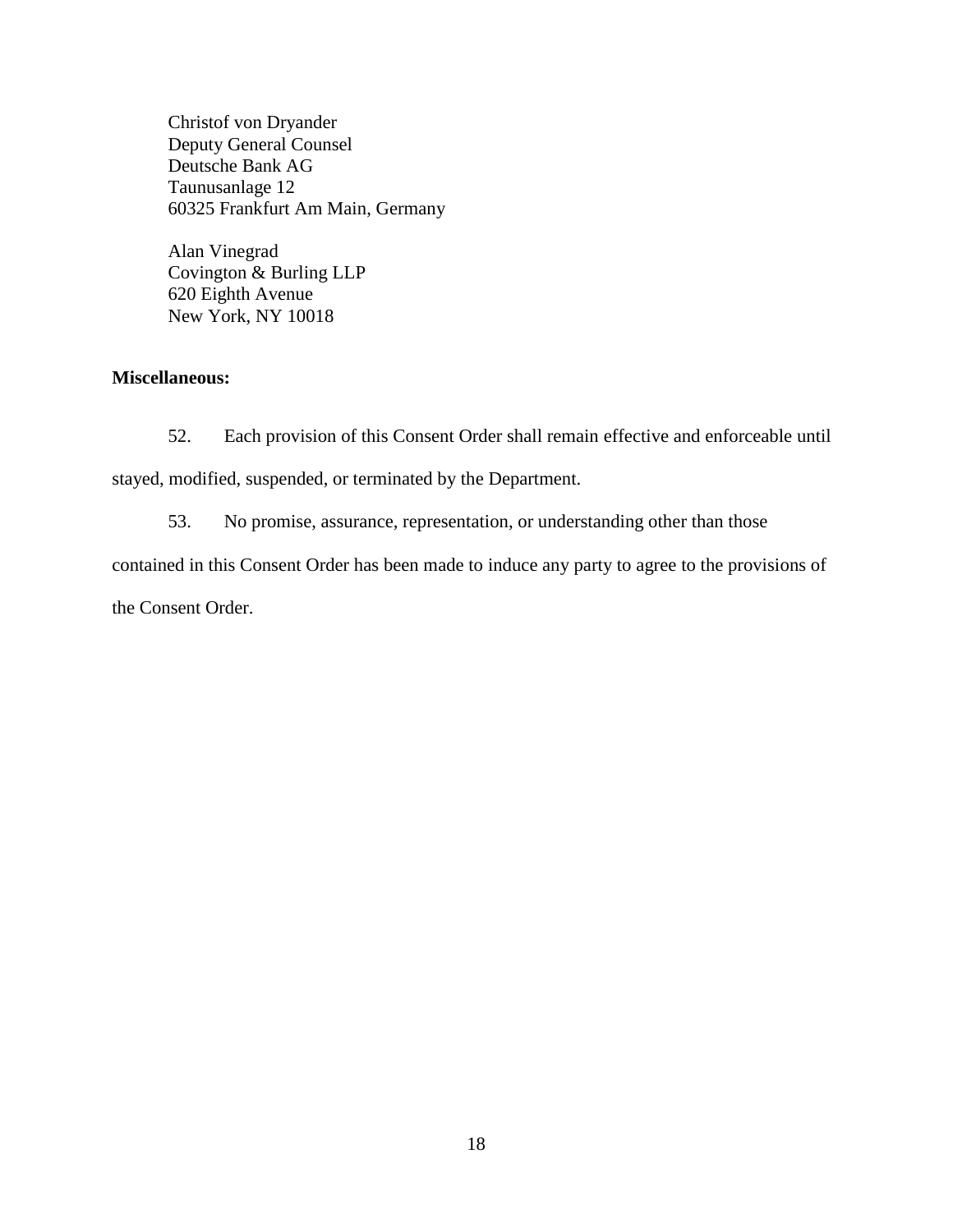Christof von Dryander  
Deputy General Counsel  
Deutsche Bank AG  
Taunusanlage 12  
60325 Frankfurt Am Main, Germany

Alan Vinegrad  
Covington & Burling LLP  
620 Eighth Avenue  
New York, NY 10018

**Miscellaneous:**

52. Each provision of this Consent Order shall remain effective and enforceable until stayed, modified, suspended, or terminated by the Department.

53. No promise, assurance, representation, or understanding other than those contained in this Consent Order has been made to induce any party to agree to the provisions of the Consent Order.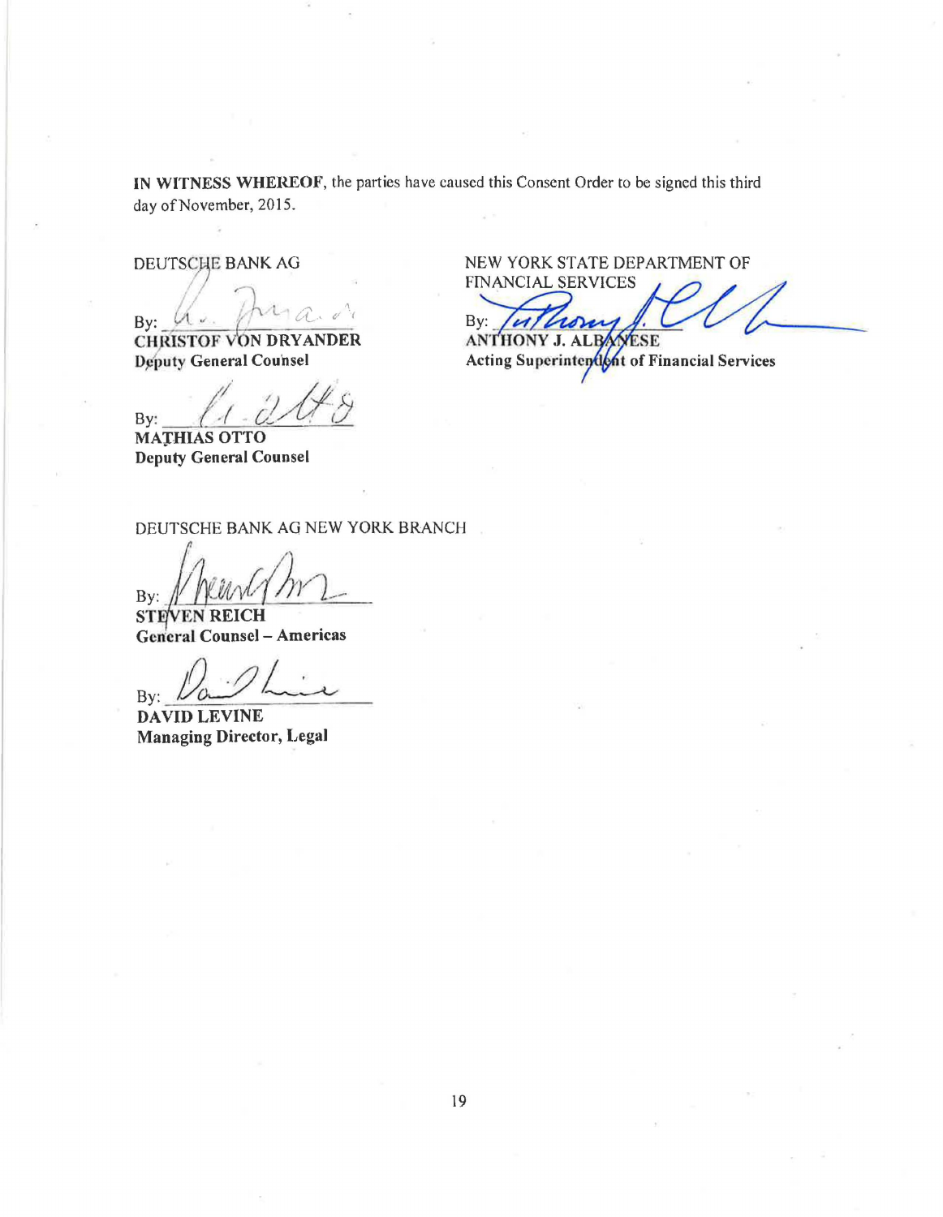**IN WITNESS WHEREOF**, the parties have caused this Consent Order to be signed this third day of November, 2015.

DEUTSCHE BANK AG

By: ______________________
**CHRISTOF VON DRYANDER**
**Deputy General Counsel**

By: ______________________
**MATHIAS OTTO**
**Deputy General Counsel**

NEW YORK STATE DEPARTMENT OF FINANCIAL SERVICES

By: ______________________
**ANTHONY J. ALBANESE**
**Acting Superintendent of Financial Services**

DEUTSCHE BANK AG NEW YORK BRANCH

By: ______________________
**STEVEN REICH**
**General Counsel – Americas**

By: ______________________
**DAVID LEVINE**
**Managing Director, Legal**